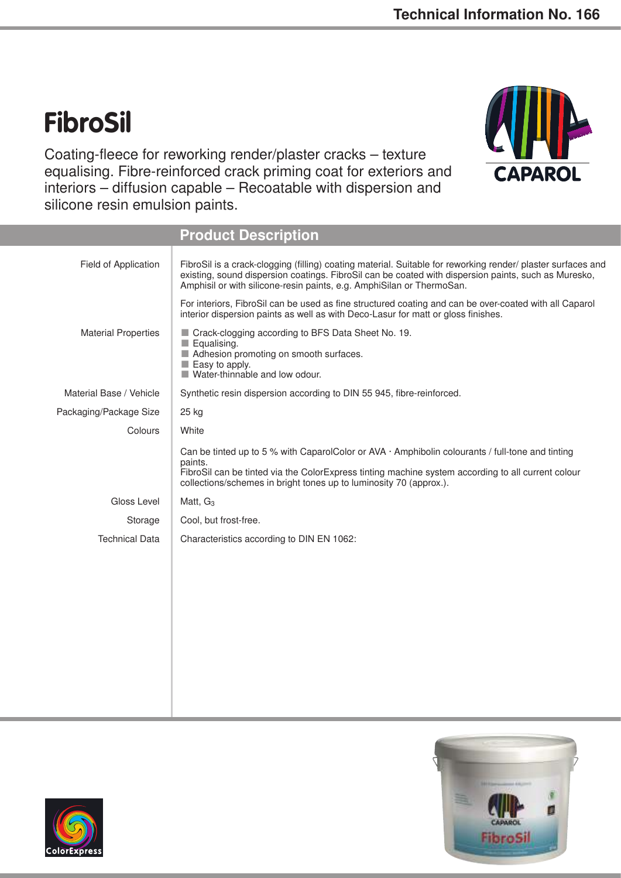Technical Information No. 166

# FibroSil

Coating-fleece for reworking render/plaster cracks – texture equalising. Fibre-reinforced crack priming coat for exteriors and interiors – diffusion capable – Recoatable with dispersion and silicone resin emulsion paints.

CAPAROL

## Product Description

**Field of Application**

FibroSil is a crack-clogging (filling) coating material. Suitable for reworking render/ plaster surfaces and existing, sound dispersion coatings. FibroSil can be coated with dispersion paints, such as Muresko, Amphisil or with silicone-resin paints, e.g. AmphiSilan or ThermoSan.

For interiors, FibroSil can be used as fine structured coating and can be over-coated with all Caparol interior dispersion paints as well as with Deco-Lasur for matt or gloss finishes.

**Material Properties**

- Crack-clogging according to BFS Data Sheet No. 19.
- Equalising.
- Adhesion promoting on smooth surfaces.
- Easy to apply.
- Water-thinnable and low odour.

**Material Base / Vehicle**

Synthetic resin dispersion according to DIN 55 945, fibre-reinforced.

**Packaging/Package Size**

25 kg

**Colours**

White

Can be tinted up to 5 % with CaparolColor or AVA · Amphibolin colourants / full-tone and tinting paints.
FibroSil can be tinted via the ColorExpress tinting machine system according to all current colour collections/schemes in bright tones up to luminosity 70 (approx.).

**Gloss Level**

Matt, $G_3$

**Storage**

Cool, but frost-free.

**Technical Data**

Characteristics according to DIN EN 1062: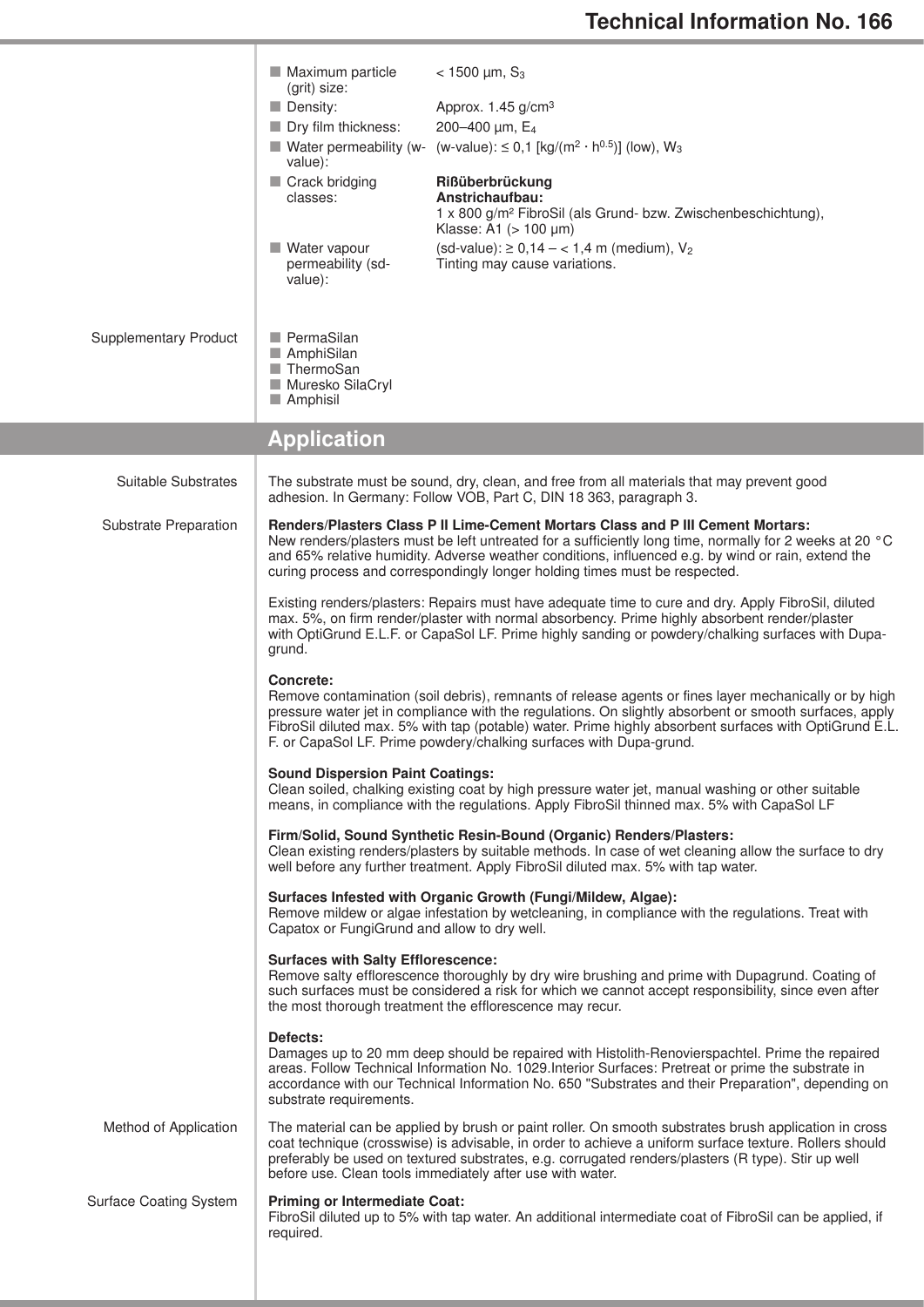| | |
|---|---|
| Maximum particle (grit) size: | < 1500 µm, $S_3$ |
| Density: | Approx. 1.45 g/cm³ |
| Dry film thickness: | 200–400 µm, $E_4$ |
| Water permeability (w-value): | (w-value): ≤ 0,1 [kg/(m² · $h^{0.5}$)] (low), $W_3$ |
| Crack bridging classes: | **Rißüberbrückung**<br>**Anstrichaufbau:**<br>1 x 800 g/m² FibroSil (als Grund- bzw. Zwischenbeschichtung), Klasse: A1 (> 100 µm) |
| Water vapour permeability (sd-value): | (sd-value): ≥ 0,14 – < 1,4 m (medium), $V_2$<br>Tinting may cause variations. |

**Supplementary Product**

- PermaSilan
- AmphiSilan
- ThermoSan
- Muresko SilaCryl
- Amphisil

## Application

**Suitable Substrates**

The substrate must be sound, dry, clean, and free from all materials that may prevent good adhesion. In Germany: Follow VOB, Part C, DIN 18 363, paragraph 3.

**Substrate Preparation**

**Renders/Plasters Class P II Lime-Cement Mortars Class and P III Cement Mortars:**
New renders/plasters must be left untreated for a sufficiently long time, normally for 2 weeks at 20 °C and 65% relative humidity. Adverse weather conditions, influenced e.g. by wind or rain, extend the curing process and correspondingly longer holding times must be respected.

Existing renders/plasters: Repairs must have adequate time to cure and dry. Apply FibroSil, diluted max. 5%, on firm render/plaster with normal absorbency. Prime highly absorbent render/plaster with OptiGrund E.L.F. or CapaSol LF. Prime highly sanding or powdery/chalking surfaces with Dupa-grund.

**Concrete:**
Remove contamination (soil debris), remnants of release agents or fines layer mechanically or by high pressure water jet in compliance with the regulations. On slightly absorbent or smooth surfaces, apply FibroSil diluted max. 5% with tap (potable) water. Prime highly absorbent surfaces with OptiGrund E.L. F. or CapaSol LF. Prime powdery/chalking surfaces with Dupa-grund.

**Sound Dispersion Paint Coatings:**
Clean soiled, chalking existing coat by high pressure water jet, manual washing or other suitable means, in compliance with the regulations. Apply FibroSil thinned max. 5% with CapaSol LF

**Firm/Solid, Sound Synthetic Resin-Bound (Organic) Renders/Plasters:**
Clean existing renders/plasters by suitable methods. In case of wet cleaning allow the surface to dry well before any further treatment. Apply FibroSil diluted max. 5% with tap water.

**Surfaces Infested with Organic Growth (Fungi/Mildew, Algae):**
Remove mildew or algae infestation by wetcleaning, in compliance with the regulations. Treat with Capatox or FungiGrund and allow to dry well.

**Surfaces with Salty Efflorescence:**
Remove salty efflorescence thoroughly by dry wire brushing and prime with Dupagrund. Coating of such surfaces must be considered a risk for which we cannot accept responsibility, since even after the most thorough treatment the efflorescence may recur.

**Defects:**
Damages up to 20 mm deep should be repaired with Histolith-Renovierspachtel. Prime the repaired areas. Follow Technical Information No. 1029.Interior Surfaces: Pretreat or prime the substrate in accordance with our Technical Information No. 650 "Substrates and their Preparation", depending on substrate requirements.

**Method of Application**

The material can be applied by brush or paint roller. On smooth substrates brush application in cross coat technique (crosswise) is advisable, in order to achieve a uniform surface texture. Rollers should preferably be used on textured substrates, e.g. corrugated renders/plasters (R type). Stir up well before use. Clean tools immediately after use with water.

**Surface Coating System**

**Priming or Intermediate Coat:**
FibroSil diluted up to 5% with tap water. An additional intermediate coat of FibroSil can be applied, if required.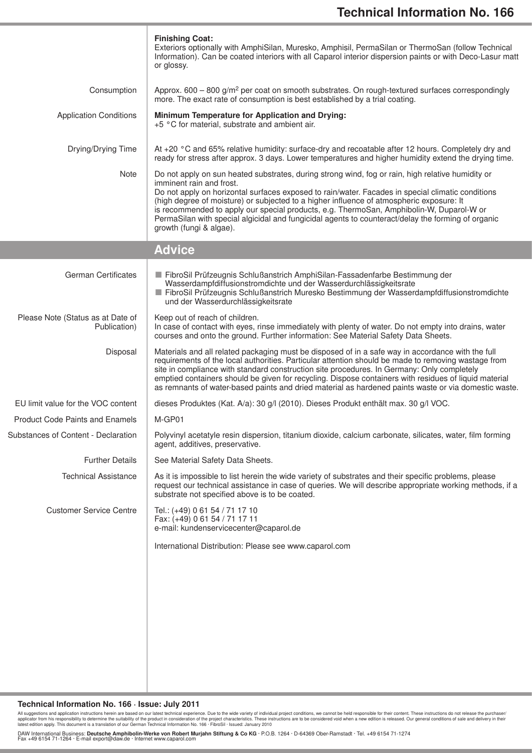| | |
|---|---|
| | **Finishing Coat:** Exteriors optionally with AmphiSilan, Muresko, Amphisil, PermaSilan or ThermoSan (follow Technical Information). Can be coated interiors with all Caparol interior dispersion paints or with Deco-Lasur matt or glossy. |
| Consumption | Approx. 600 – 800 g/m² per coat on smooth substrates. On rough-textured surfaces correspondingly more. The exact rate of consumption is best established by a trial coating. |
| Application Conditions | **Minimum Temperature for Application and Drying:** +5 °C for material, substrate and ambient air. |
| Drying/Drying Time | At +20 °C and 65% relative humidity: surface-dry and recoatable after 12 hours. Completely dry and ready for stress after approx. 3 days. Lower temperatures and higher humidity extend the drying time. |
| Note | Do not apply on sun heated substrates, during strong wind, fog or rain, high relative humidity or imminent rain and frost. Do not apply on horizontal surfaces exposed to rain/water. Facades in special climatic conditions (high degree of moisture) or subjected to a higher influence of atmospheric exposure: It is recommended to apply our special products, e.g. ThermoSan, Amphibolin-W, Duparol-W or PermaSilan with special algicidal and fungicidal agents to counteract/delay the forming of organic growth (fungi & algae). |

## Advice

| | |
|---|---|
| German Certificates | ■ FibroSil Prüfzeugnis Schlußanstrich AmphiSilan-Fassadenfarbe Bestimmung der Wasserdampfdiffusionstromdichte und der Wasserdurchlässigkeitsrate<br>■ FibroSil Prüfzeugnis Schlußanstrich Muresko Bestimmung der Wasserdampfdiffusionstromdichte und der Wasserdurchlässigkeitsrate |
| Please Note (Status as at Date of Publication) | Keep out of reach of children. In case of contact with eyes, rinse immediately with plenty of water. Do not empty into drains, water courses and onto the ground. Further information: See Material Safety Data Sheets. |
| Disposal | Materials and all related packaging must be disposed of in a safe way in accordance with the full requirements of the local authorities. Particular attention should be made to removing wastage from site in compliance with standard construction site procedures. In Germany: Only completely emptied containers should be given for recycling. Dispose containers with residues of liquid material as remnants of water-based paints and dried material as hardened paints waste or via domestic waste. |
| EU limit value for the VOC content | dieses Produktes (Kat. A/a): 30 g/l (2010). Dieses Produkt enthält max. 30 g/l VOC. |
| Product Code Paints and Enamels | M-GP01 |
| Substances of Content - Declaration | Polyvinyl acetatyle resin dispersion, titanium dioxide, calcium carbonate, silicates, water, film forming agent, additives, preservative. |
| Further Details | See Material Safety Data Sheets. |
| Technical Assistance | As it is impossible to list herein the wide variety of substrates and their specific problems, please request our technical assistance in case of queries. We will describe appropriate working methods, if a substrate not specified above is to be coated. |
| Customer Service Centre | Tel.: (+49) 0 61 54 / 71 17 10<br>Fax: (+49) 0 61 54 / 71 17 11<br>e-mail: kundenservicecenter@caparol.de<br><br>International Distribution: Please see www.caparol.com |

**Technical Information No. 166 · Issue: July 2011**

All suggestions and application instructions herein are based on our latest technical experience. Due to the wide variety of individual project conditions, we cannot be held responsible for their content. These instructions do not release the purchaser/applicator from his responsibility to determine the suitability of the product in consideration of the project characteristics. These instructions are to be considered void when a new edition is released. Our general conditions of sale and delivery in their latest edition apply. This document is a translation of our German Technical Information No. 166 · FibroSil · Issued: January 2010

DAW International Business: **Deutsche Amphibolin-Werke von Robert Murjahn Stiftung & Co KG** · P.O.B. 1264 · D-64369 Ober-Ramstadt · Tel. +49 6154 71-1274
Fax +49 6154 71-1264 · E-mail export@daw.de · Internet www.caparol.com